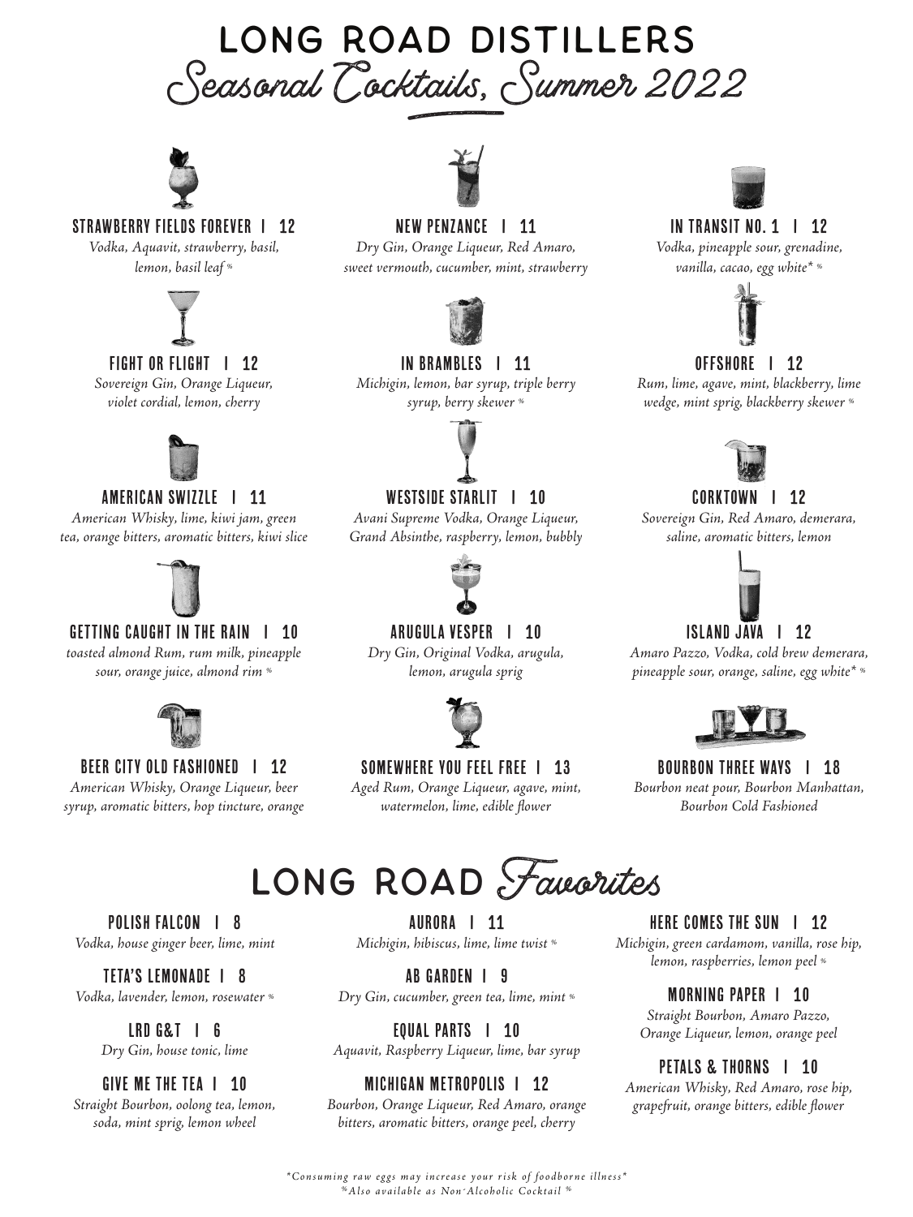# LONG ROAD DISTILLERS

## Seasonal Cocktails, Summer 2022

### STRAWBERRY FIELDS FOREVER | 12
*Vodka, Aquavit, strawberry, basil, lemon, basil leaf* %

### NEW PENZANCE | 11
*Dry Gin, Orange Liqueur, Red Amaro, sweet vermouth, cucumber, mint, strawberry*

### IN TRANSIT NO. 1 | 12
*Vodka, pineapple sour, grenadine, vanilla, cacao, egg white** %

### FIGHT OR FLIGHT | 12
*Sovereign Gin, Orange Liqueur, violet cordial, lemon, cherry*

### IN BRAMBLES | 11
*Michigin, lemon, bar syrup, triple berry syrup, berry skewer* %

### OFFSHORE | 12
*Rum, lime, agave, mint, blackberry, lime wedge, mint sprig, blackberry skewer* %

### AMERICAN SWIZZLE | 11
*American Whisky, lime, kiwi jam, green tea, orange bitters, aromatic bitters, kiwi slice*

### WESTSIDE STARLIT | 10
*Avani Supreme Vodka, Orange Liqueur, Grand Absinthe, raspberry, lemon, bubbly*

### CORKTOWN | 12
*Sovereign Gin, Red Amaro, demerara, saline, aromatic bitters, lemon*

### GETTING CAUGHT IN THE RAIN | 10
*toasted almond Rum, rum milk, pineapple sour, orange juice, almond rim* %

### ARUGULA VESPER | 10
*Dry Gin, Original Vodka, arugula, lemon, arugula sprig*

### ISLAND JAVA | 12
*Amaro Pazzo, Vodka, cold brew demerara, pineapple sour, orange, saline, egg white** %

### BEER CITY OLD FASHIONED | 12
*American Whisky, Orange Liqueur, beer syrup, aromatic bitters, hop tincture, orange*

### SOMEWHERE YOU FEEL FREE | 13
*Aged Rum, Orange Liqueur, agave, mint, watermelon, lime, edible flower*

### BOURBON THREE WAYS | 18
*Bourbon neat pour, Bourbon Manhattan, Bourbon Cold Fashioned*

## LONG ROAD Favorites

### POLISH FALCON | 8
*Vodka, house ginger beer, lime, mint*

### TETA'S LEMONADE | 8
*Vodka, lavender, lemon, rosewater* %

### LRD G&T | 6
*Dry Gin, house tonic, lime*

### GIVE ME THE TEA | 10
*Straight Bourbon, oolong tea, lemon, soda, mint sprig, lemon wheel*

### AURORA | 11
*Michigin, hibiscus, lime, lime twist* %

### AB GARDEN | 9
*Dry Gin, cucumber, green tea, lime, mint* %

### EQUAL PARTS | 10
*Aquavit, Raspberry Liqueur, lime, bar syrup*

### MICHIGAN METROPOLIS | 12
*Bourbon, Orange Liqueur, Red Amaro, orange bitters, aromatic bitters, orange peel, cherry*

### HERE COMES THE SUN | 12
*Michigin, green cardamom, vanilla, rose hip, lemon, raspberries, lemon peel* %

### MORNING PAPER | 10
*Straight Bourbon, Amaro Pazzo, Orange Liqueur, lemon, orange peel*

### PETALS & THORNS | 10
*American Whisky, Red Amaro, rose hip, grapefruit, orange bitters, edible flower*

*\*Consuming raw eggs may increase your risk of foodborne illness\**

*%Also available as Non-Alcoholic Cocktail %*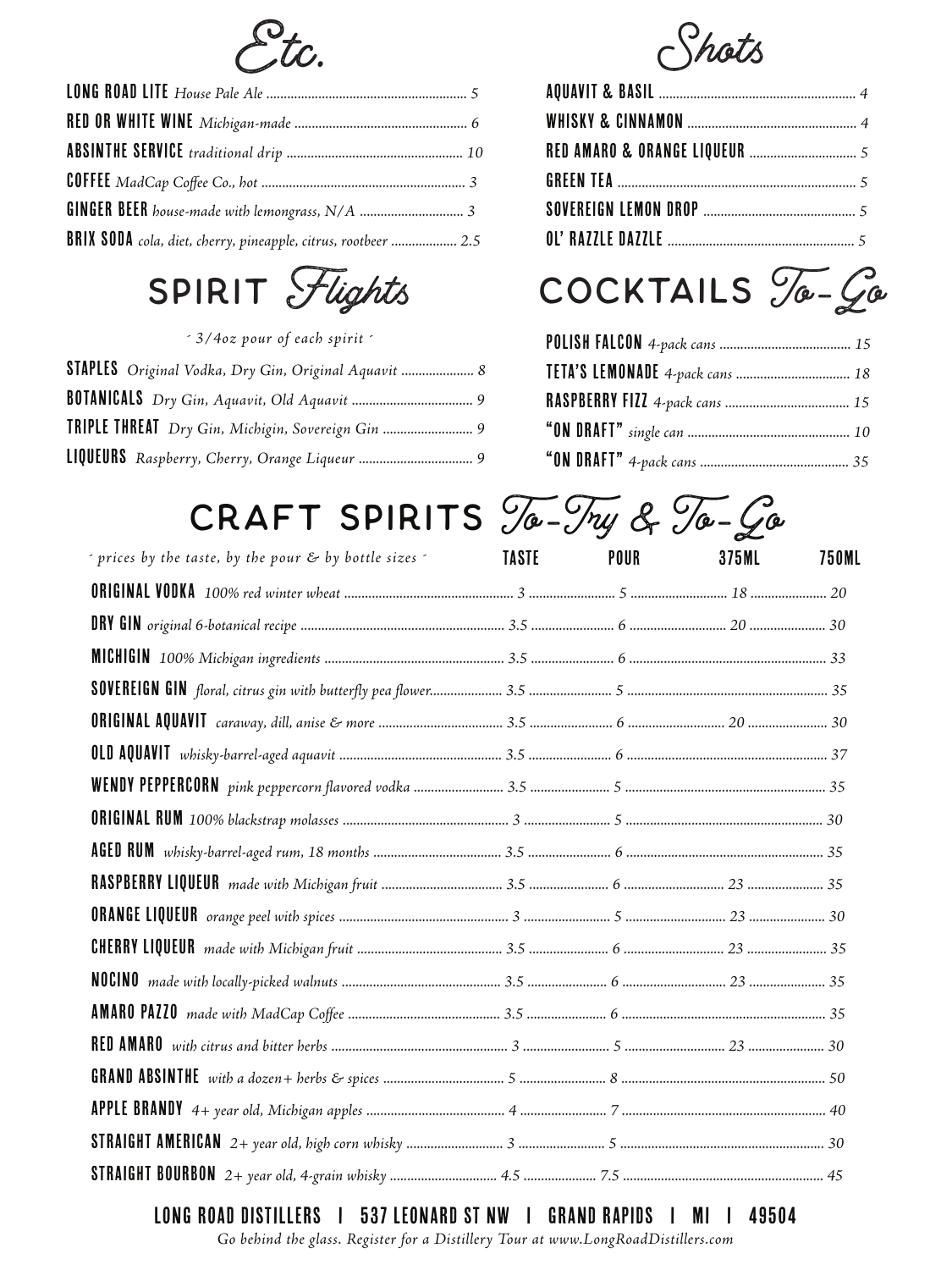## Etc.

| | |
|---|---|
| **LONG ROAD LITE** *House Pale Ale* | 5 |
| **RED OR WHITE WINE** *Michigan-made* | 6 |
| **ABSINTHE SERVICE** *traditional drip* | 10 |
| **COFFEE** *MadCap Coffee Co., hot* | 3 |
| **GINGER BEER** *house-made with lemongrass, N/A* | 3 |
| **BRIX SODA** *cola, diet, cherry, pineapple, citrus, rootbeer* | 2.5 |

## Shots

| | |
|---|---|
| **AQUAVIT & BASIL** | 4 |
| **WHISKY & CINNAMON** | 4 |
| **RED AMARO & ORANGE LIQUEUR** | 5 |
| **GREEN TEA** | 5 |
| **SOVEREIGN LEMON DROP** | 5 |
| **OL' RAZZLE DAZZLE** | 5 |

## SPIRIT *Flights*

*- 3/4oz pour of each spirit -*

| | |
|---|---|
| **STAPLES** *Original Vodka, Dry Gin, Original Aquavit* | 8 |
| **BOTANICALS** *Dry Gin, Aquavit, Old Aquavit* | 9 |
| **TRIPLE THREAT** *Dry Gin, Michigin, Sovereign Gin* | 9 |
| **LIQUEURS** *Raspberry, Cherry, Orange Liqueur* | 9 |

## COCKTAILS *To-Go*

| | |
|---|---|
| **POLISH FALCON** *4-pack cans* | 15 |
| **TETA'S LEMONADE** *4-pack cans* | 18 |
| **RASPBERRY FIZZ** *4-pack cans* | 15 |
| **"ON DRAFT"** *single can* | 10 |
| **"ON DRAFT"** *4-pack cans* | 35 |

## CRAFT SPIRITS *To-Try & To-Go*

| *- prices by the taste, by the pour & by bottle sizes -* | TASTE | POUR | 375ML | 750ML |
|---|---|---|---|---|
| **ORIGINAL VODKA** *100% red winter wheat* | 3 | 5 | 18 | 20 |
| **DRY GIN** *original 6-botanical recipe* | 3.5 | 6 | 20 | 30 |
| **MICHIGIN** *100% Michigan ingredients* | 3.5 | 6 | | 33 |
| **SOVEREIGN GIN** *floral, citrus gin with butterfly pea flower* | 3.5 | 5 | | 35 |
| **ORIGINAL AQUAVIT** *caraway, dill, anise & more* | 3.5 | 6 | 20 | 30 |
| **OLD AQUAVIT** *whisky-barrel-aged aquavit* | 3.5 | 6 | | 37 |
| **WENDY PEPPERCORN** *pink peppercorn flavored vodka* | 3.5 | 5 | | 35 |
| **ORIGINAL RUM** *100% blackstrap molasses* | 3 | 5 | | 30 |
| **AGED RUM** *whisky-barrel-aged rum, 18 months* | 3.5 | 6 | | 35 |
| **RASPBERRY LIQUEUR** *made with Michigan fruit* | 3.5 | 6 | 23 | 35 |
| **ORANGE LIQUEUR** *orange peel with spices* | 3 | 5 | 23 | 30 |
| **CHERRY LIQUEUR** *made with Michigan fruit* | 3.5 | 6 | 23 | 35 |
| **NOCINO** *made with locally-picked walnuts* | 3.5 | 6 | 23 | 35 |
| **AMARO PAZZO** *made with MadCap Coffee* | 3.5 | 6 | | 35 |
| **RED AMARO** *with citrus and bitter herbs* | 3 | 5 | 23 | 30 |
| **GRAND ABSINTHE** *with a dozen+ herbs & spices* | 5 | 8 | | 50 |
| **APPLE BRANDY** *4+ year old, Michigan apples* | 4 | 7 | | 40 |
| **STRAIGHT AMERICAN** *2+ year old, high corn whisky* | 3 | 5 | | 30 |
| **STRAIGHT BOURBON** *2+ year old, 4-grain whisky* | 4.5 | 7.5 | | 45 |

**LONG ROAD DISTILLERS | 537 LEONARD ST NW | GRAND RAPIDS | MI | 49504**

*Go behind the glass. Register for a Distillery Tour at www.LongRoadDistillers.com*